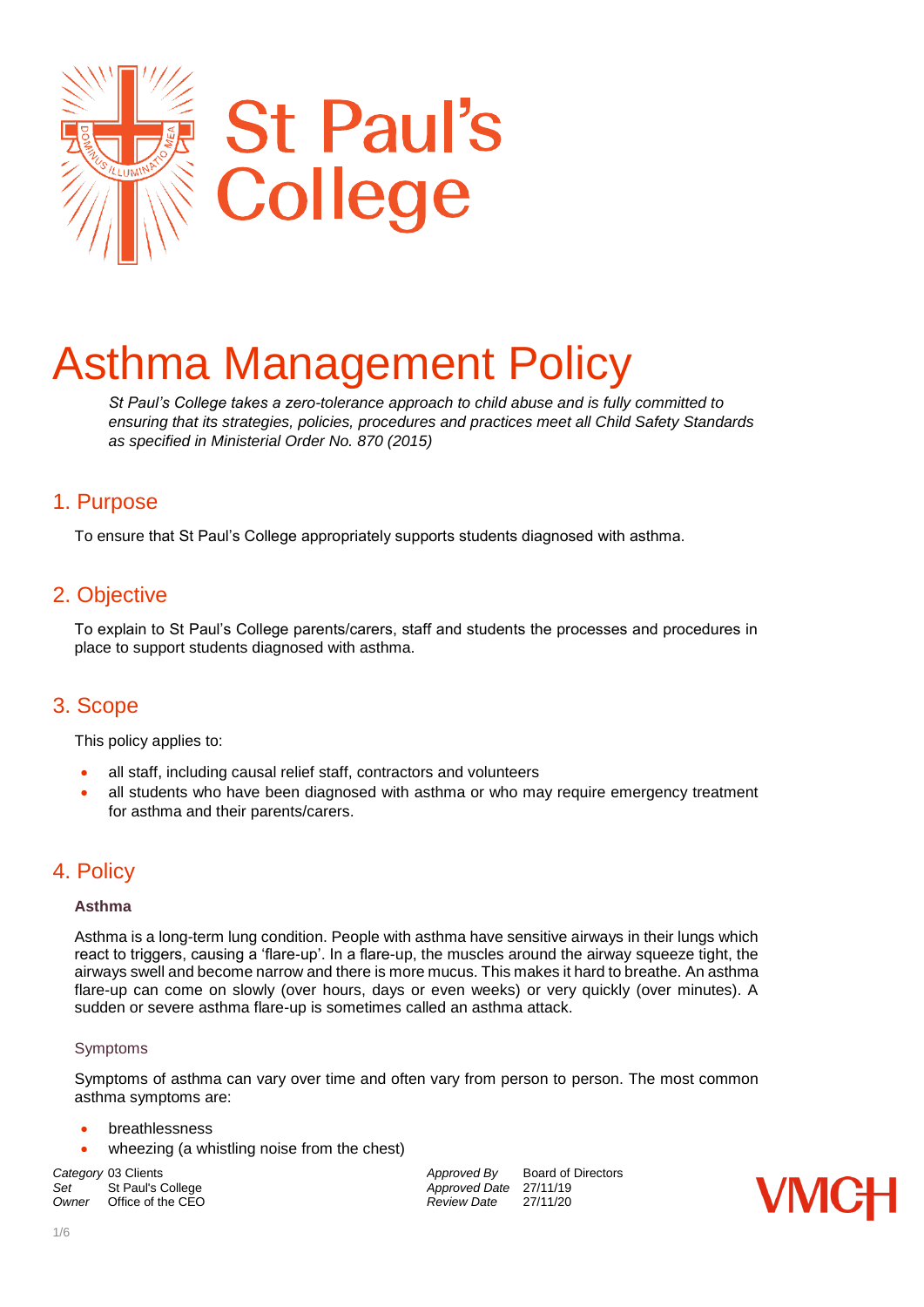# Asthma Management Policy

*St Paul's College takes a zero-tolerance approach to child abuse and is fully committed to ensuring that its strategies, policies, procedures and practices meet all Child Safety Standards as specified in Ministerial Order No. 870 (2015)*

## 1. Purpose

To ensure that St Paul's College appropriately supports students diagnosed with asthma.

## 2. Objective

To explain to St Paul's College parents/carers, staff and students the processes and procedures in place to support students diagnosed with asthma.

## 3. Scope

This policy applies to:

- all staff, including causal relief staff, contractors and volunteers
- all students who have been diagnosed with asthma or who may require emergency treatment for asthma and their parents/carers.

## 4. Policy

### Asthma

Asthma is a long-term lung condition. People with asthma have sensitive airways in their lungs which react to triggers, causing a 'flare-up'. In a flare-up, the muscles around the airway squeeze tight, the airways swell and become narrow and there is more mucus. This makes it hard to breathe. An asthma flare-up can come on slowly (over hours, days or even weeks) or very quickly (over minutes). A sudden or severe asthma flare-up is sometimes called an asthma attack.

#### Symptoms

Symptoms of asthma can vary over time and often vary from person to person. The most common asthma symptoms are:

- breathlessness
- wheezing (a whistling noise from the chest)

| | | | |
|---|---|---|---|
| *Category* | 03 Clients | *Approved By* | Board of Directors |
| *Set* | St Paul's College | *Approved Date* | 27/11/19 |
| *Owner* | Office of the CEO | *Review Date* | 27/11/20 |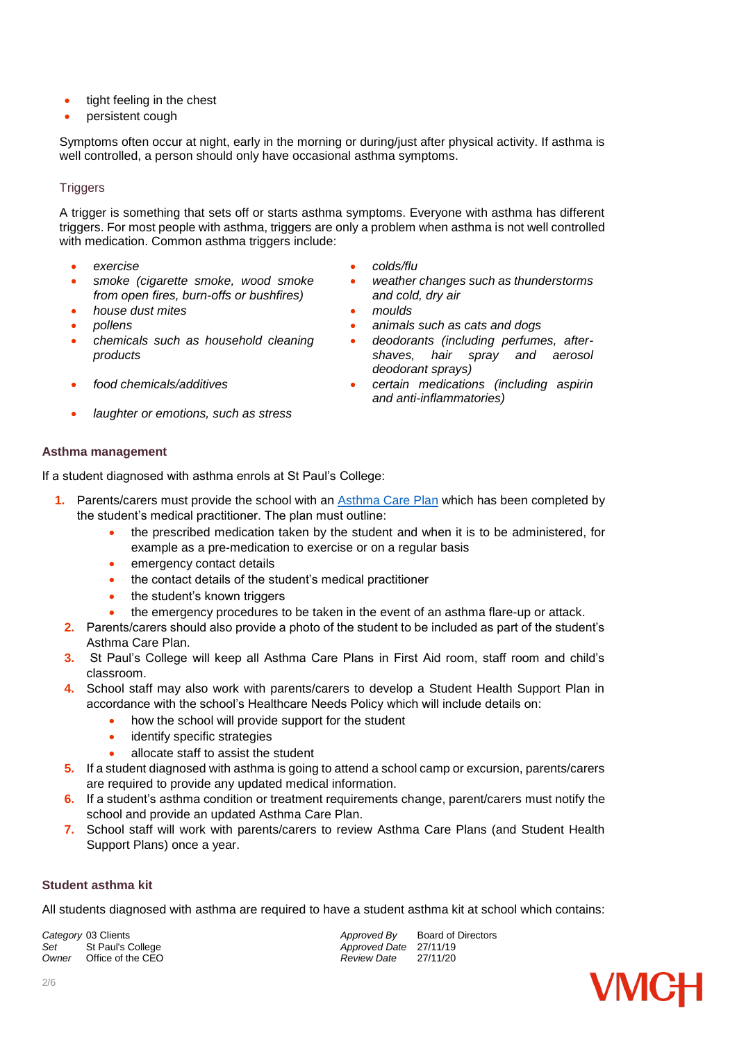- tight feeling in the chest
- persistent cough

Symptoms often occur at night, early in the morning or during/just after physical activity. If asthma is well controlled, a person should only have occasional asthma symptoms.

### Triggers

A trigger is something that sets off or starts asthma symptoms. Everyone with asthma has different triggers. For most people with asthma, triggers are only a problem when asthma is not well controlled with medication. Common asthma triggers include:

- *exercise*
- *smoke (cigarette smoke, wood smoke from open fires, burn-offs or bushfires)*
- *house dust mites*
- *pollens*
- *chemicals such as household cleaning products*
- *food chemicals/additives*
- *laughter or emotions, such as stress*
- *colds/flu*
- *weather changes such as thunderstorms and cold, dry air*
- *moulds*
- *animals such as cats and dogs*
- *deodorants (including perfumes, after-shaves, hair spray and aerosol deodorant sprays)*
- *certain medications (including aspirin and anti-inflammatories)*

## Asthma management

If a student diagnosed with asthma enrols at St Paul's College:

1. Parents/carers must provide the school with an [Asthma Care Plan]() which has been completed by the student's medical practitioner. The plan must outline:
   - the prescribed medication taken by the student and when it is to be administered, for example as a pre-medication to exercise or on a regular basis
   - emergency contact details
   - the contact details of the student's medical practitioner
   - the student's known triggers
   - the emergency procedures to be taken in the event of an asthma flare-up or attack.
2. Parents/carers should also provide a photo of the student to be included as part of the student's Asthma Care Plan.
3. St Paul's College will keep all Asthma Care Plans in First Aid room, staff room and child's classroom.
4. School staff may also work with parents/carers to develop a Student Health Support Plan in accordance with the school's Healthcare Needs Policy which will include details on:
   - how the school will provide support for the student
   - identify specific strategies
   - allocate staff to assist the student
5. If a student diagnosed with asthma is going to attend a school camp or excursion, parents/carers are required to provide any updated medical information.
6. If a student's asthma condition or treatment requirements change, parent/carers must notify the school and provide an updated Asthma Care Plan.
7. School staff will work with parents/carers to review Asthma Care Plans (and Student Health Support Plans) once a year.

## Student asthma kit

All students diagnosed with asthma are required to have a student asthma kit at school which contains: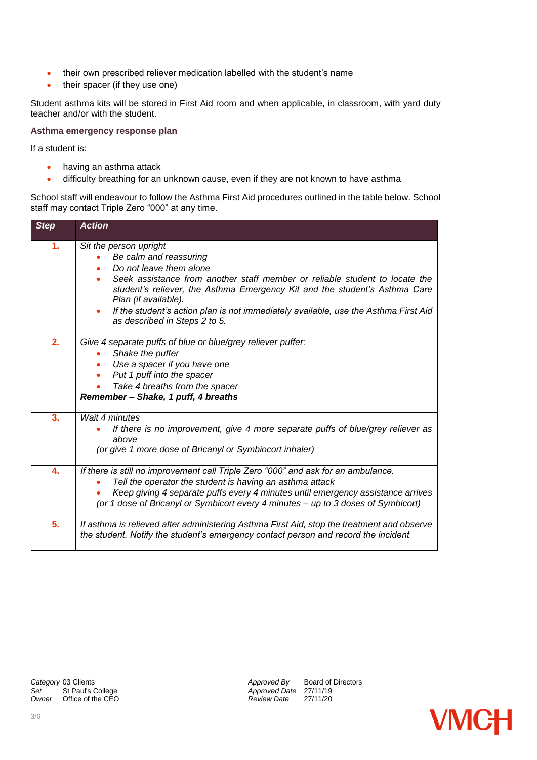- their own prescribed reliever medication labelled with the student's name
- their spacer (if they use one)

Student asthma kits will be stored in First Aid room and when applicable, in classroom, with yard duty teacher and/or with the student.

### Asthma emergency response plan

If a student is:

- having an asthma attack
- difficulty breathing for an unknown cause, even if they are not known to have asthma

School staff will endeavour to follow the Asthma First Aid procedures outlined in the table below. School staff may contact Triple Zero "000" at any time.

| ***Step*** | ***Action*** |
|---|---|
| **1.** | *Sit the person upright*<br>• *Be calm and reassuring*<br>• *Do not leave them alone*<br>• *Seek assistance from another staff member or reliable student to locate the student's reliever, the Asthma Emergency Kit and the student's Asthma Care Plan (if available).*<br>• *If the student's action plan is not immediately available, use the Asthma First Aid as described in Steps 2 to 5.* |
| **2.** | *Give 4 separate puffs of blue or blue/grey reliever puffer:*<br>• *Shake the puffer*<br>• *Use a spacer if you have one*<br>• *Put 1 puff into the spacer*<br>• *Take 4 breaths from the spacer*<br>***Remember – Shake, 1 puff, 4 breaths*** |
| **3.** | *Wait 4 minutes*<br>• *If there is no improvement, give 4 more separate puffs of blue/grey reliever as above*<br>*(or give 1 more dose of Bricanyl or Symbiocort inhaler)* |
| **4.** | *If there is still no improvement call Triple Zero "000" and ask for an ambulance.*<br>• *Tell the operator the student is having an asthma attack*<br>• *Keep giving 4 separate puffs every 4 minutes until emergency assistance arrives*<br>*(or 1 dose of Bricanyl or Symbicort every 4 minutes – up to 3 doses of Symbicort)* |
| **5.** | *If asthma is relieved after administering Asthma First Aid, stop the treatment and observe the student. Notify the student's emergency contact person and record the incident* |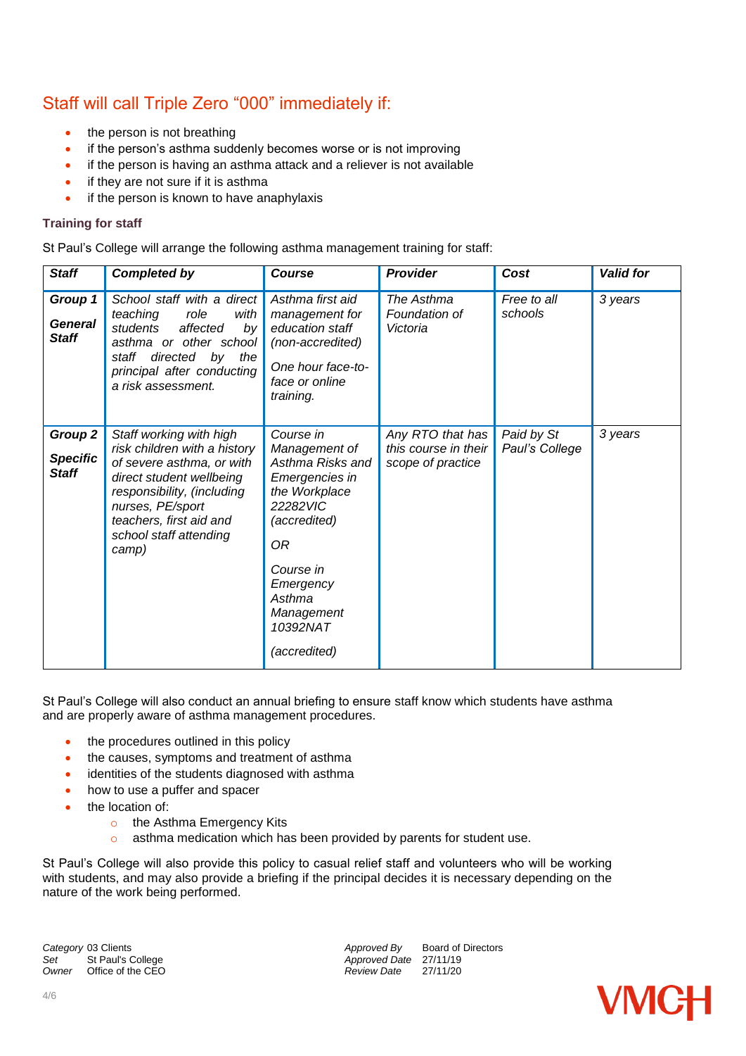## Staff will call Triple Zero "000" immediately if:

- the person is not breathing
- if the person's asthma suddenly becomes worse or is not improving
- if the person is having an asthma attack and a reliever is not available
- if they are not sure if it is asthma
- if the person is known to have anaphylaxis

### Training for staff

St Paul's College will arrange the following asthma management training for staff:

| *Staff* | *Completed by* | *Course* | *Provider* | *Cost* | *Valid for* |
|---|---|---|---|---|---|
| ***Group 1*** ***General Staff*** | *School staff with a direct teaching role with students affected by asthma or other school staff directed by the principal after conducting a risk assessment.* | *Asthma first aid management for education staff (non-accredited)* *One hour face-to-face or online training.* | *The Asthma Foundation of Victoria* | *Free to all schools* | *3 years* |
| ***Group 2*** ***Specific Staff*** | *Staff working with high risk children with a history of severe asthma, or with direct student wellbeing responsibility, (including nurses, PE/sport teachers, first aid and school staff attending camp)* | *Course in Management of Asthma Risks and Emergencies in the Workplace 22282VIC (accredited)* *OR* *Course in Emergency Asthma Management 10392NAT* *(accredited)* | *Any RTO that has this course in their scope of practice* | *Paid by St Paul's College* | *3 years* |

St Paul's College will also conduct an annual briefing to ensure staff know which students have asthma and are properly aware of asthma management procedures.

- the procedures outlined in this policy
- the causes, symptoms and treatment of asthma
- identities of the students diagnosed with asthma
- how to use a puffer and spacer
- the location of:
  - the Asthma Emergency Kits
  - asthma medication which has been provided by parents for student use.

St Paul's College will also provide this policy to casual relief staff and volunteers who will be working with students, and may also provide a briefing if the principal decides it is necessary depending on the nature of the work being performed.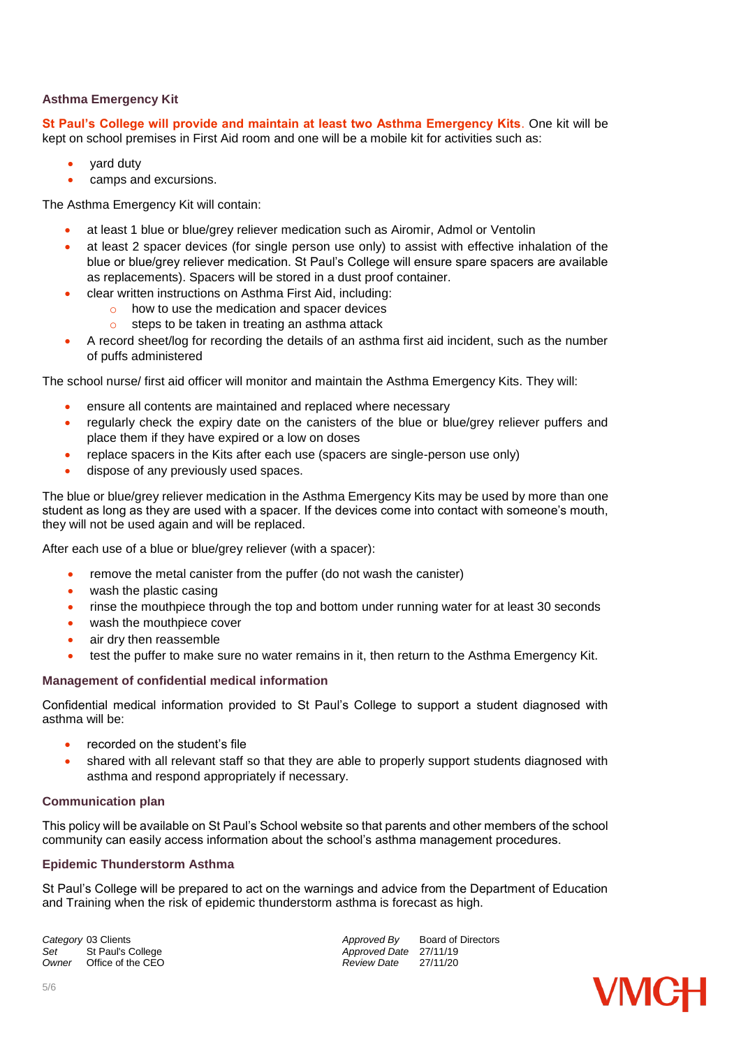### Asthma Emergency Kit

**St Paul's College will provide and maintain at least two Asthma Emergency Kits**. One kit will be kept on school premises in First Aid room and one will be a mobile kit for activities such as:

- yard duty
- camps and excursions.

The Asthma Emergency Kit will contain:

- at least 1 blue or blue/grey reliever medication such as Airomir, Admol or Ventolin
- at least 2 spacer devices (for single person use only) to assist with effective inhalation of the blue or blue/grey reliever medication. St Paul's College will ensure spare spacers are available as replacements). Spacers will be stored in a dust proof container.
- clear written instructions on Asthma First Aid, including:
    - how to use the medication and spacer devices
    - steps to be taken in treating an asthma attack
- A record sheet/log for recording the details of an asthma first aid incident, such as the number of puffs administered

The school nurse/ first aid officer will monitor and maintain the Asthma Emergency Kits. They will:

- ensure all contents are maintained and replaced where necessary
- regularly check the expiry date on the canisters of the blue or blue/grey reliever puffers and place them if they have expired or a low on doses
- replace spacers in the Kits after each use (spacers are single-person use only)
- dispose of any previously used spaces.

The blue or blue/grey reliever medication in the Asthma Emergency Kits may be used by more than one student as long as they are used with a spacer. If the devices come into contact with someone's mouth, they will not be used again and will be replaced.

After each use of a blue or blue/grey reliever (with a spacer):

- remove the metal canister from the puffer (do not wash the canister)
- wash the plastic casing
- rinse the mouthpiece through the top and bottom under running water for at least 30 seconds
- wash the mouthpiece cover
- air dry then reassemble
- test the puffer to make sure no water remains in it, then return to the Asthma Emergency Kit.

### Management of confidential medical information

Confidential medical information provided to St Paul's College to support a student diagnosed with asthma will be:

- recorded on the student's file
- shared with all relevant staff so that they are able to properly support students diagnosed with asthma and respond appropriately if necessary.

### Communication plan

This policy will be available on St Paul's School website so that parents and other members of the school community can easily access information about the school's asthma management procedures.

### Epidemic Thunderstorm Asthma

St Paul's College will be prepared to act on the warnings and advice from the Department of Education and Training when the risk of epidemic thunderstorm asthma is forecast as high.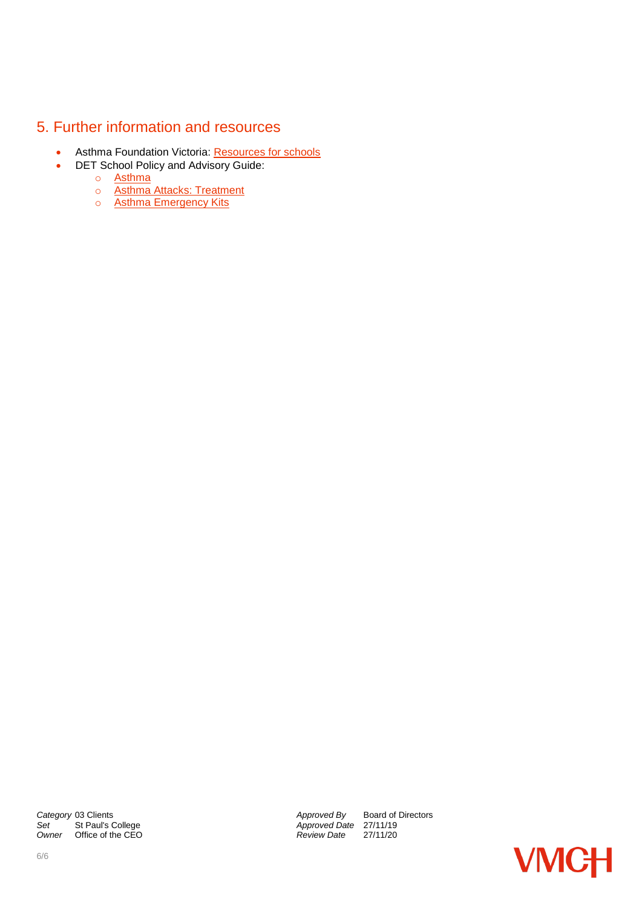## 5. Further information and resources

- Asthma Foundation Victoria: Resources for schools
- DET School Policy and Advisory Guide:
  - Asthma
  - Asthma Attacks: Treatment
  - Asthma Emergency Kits